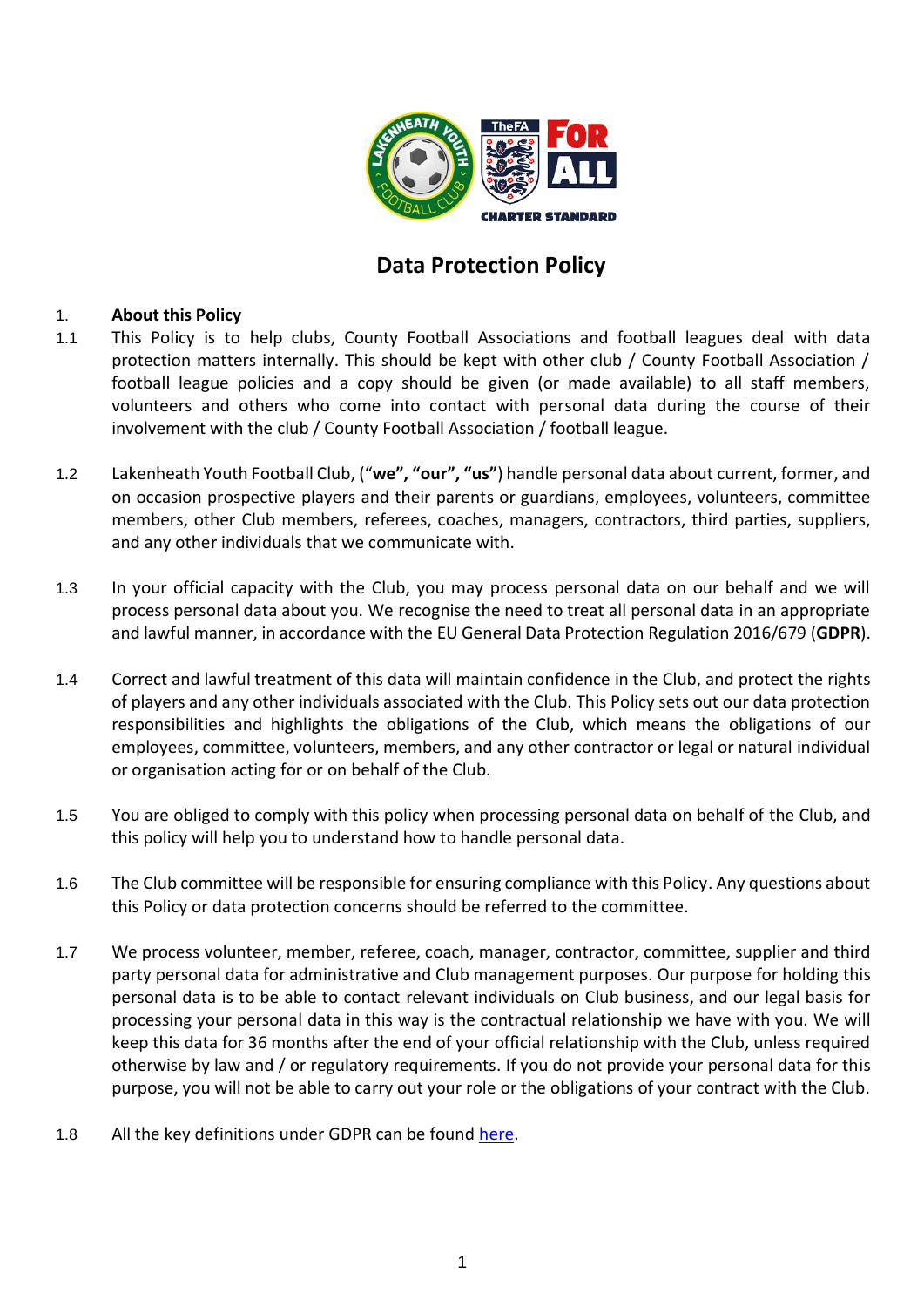# Data Protection Policy

1. **About this Policy**

1.1 This Policy is to help clubs, County Football Associations and football leagues deal with data protection matters internally. This should be kept with other club / County Football Association / football league policies and a copy should be given (or made available) to all staff members, volunteers and others who come into contact with personal data during the course of their involvement with the club / County Football Association / football league.

1.2 Lakenheath Youth Football Club, ("**we", "our", "us"**) handle personal data about current, former, and on occasion prospective players and their parents or guardians, employees, volunteers, committee members, other Club members, referees, coaches, managers, contractors, third parties, suppliers, and any other individuals that we communicate with.

1.3 In your official capacity with the Club, you may process personal data on our behalf and we will process personal data about you. We recognise the need to treat all personal data in an appropriate and lawful manner, in accordance with the EU General Data Protection Regulation 2016/679 (**GDPR**).

1.4 Correct and lawful treatment of this data will maintain confidence in the Club, and protect the rights of players and any other individuals associated with the Club. This Policy sets out our data protection responsibilities and highlights the obligations of the Club, which means the obligations of our employees, committee, volunteers, members, and any other contractor or legal or natural individual or organisation acting for or on behalf of the Club.

1.5 You are obliged to comply with this policy when processing personal data on behalf of the Club, and this policy will help you to understand how to handle personal data.

1.6 The Club committee will be responsible for ensuring compliance with this Policy. Any questions about this Policy or data protection concerns should be referred to the committee.

1.7 We process volunteer, member, referee, coach, manager, contractor, committee, supplier and third party personal data for administrative and Club management purposes. Our purpose for holding this personal data is to be able to contact relevant individuals on Club business, and our legal basis for processing your personal data in this way is the contractual relationship we have with you. We will keep this data for 36 months after the end of your official relationship with the Club, unless required otherwise by law and / or regulatory requirements. If you do not provide your personal data for this purpose, you will not be able to carry out your role or the obligations of your contract with the Club.

1.8 All the key definitions under GDPR can be found here.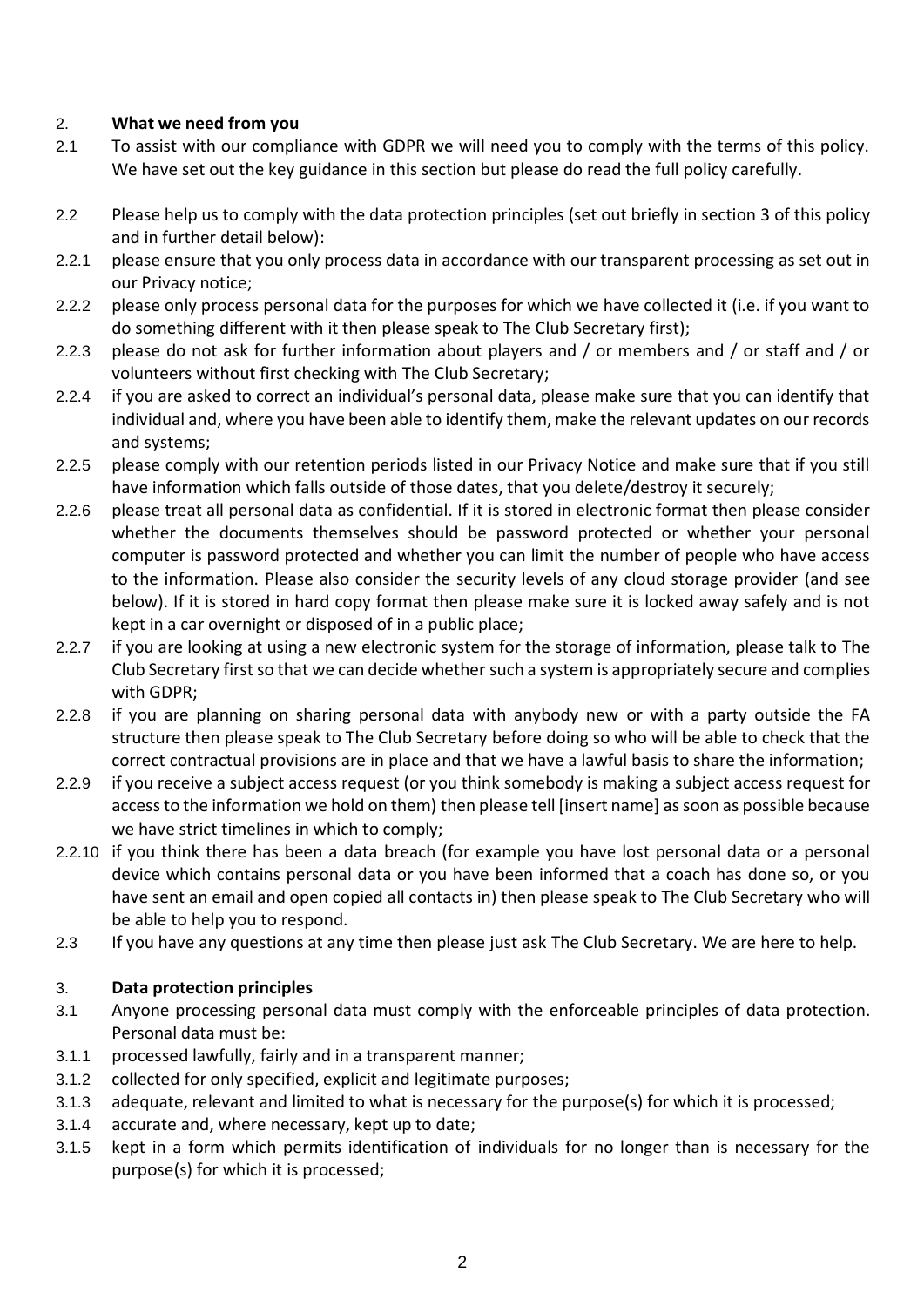## 2. What we need from you

2.1 To assist with our compliance with GDPR we will need you to comply with the terms of this policy. We have set out the key guidance in this section but please do read the full policy carefully.

2.2 Please help us to comply with the data protection principles (set out briefly in section 3 of this policy and in further detail below):

2.2.1 please ensure that you only process data in accordance with our transparent processing as set out in our Privacy notice;

2.2.2 please only process personal data for the purposes for which we have collected it (i.e. if you want to do something different with it then please speak to The Club Secretary first);

2.2.3 please do not ask for further information about players and / or members and / or staff and / or volunteers without first checking with The Club Secretary;

2.2.4 if you are asked to correct an individual's personal data, please make sure that you can identify that individual and, where you have been able to identify them, make the relevant updates on our records and systems;

2.2.5 please comply with our retention periods listed in our Privacy Notice and make sure that if you still have information which falls outside of those dates, that you delete/destroy it securely;

2.2.6 please treat all personal data as confidential. If it is stored in electronic format then please consider whether the documents themselves should be password protected or whether your personal computer is password protected and whether you can limit the number of people who have access to the information. Please also consider the security levels of any cloud storage provider (and see below). If it is stored in hard copy format then please make sure it is locked away safely and is not kept in a car overnight or disposed of in a public place;

2.2.7 if you are looking at using a new electronic system for the storage of information, please talk to The Club Secretary first so that we can decide whether such a system is appropriately secure and complies with GDPR;

2.2.8 if you are planning on sharing personal data with anybody new or with a party outside the FA structure then please speak to The Club Secretary before doing so who will be able to check that the correct contractual provisions are in place and that we have a lawful basis to share the information;

2.2.9 if you receive a subject access request (or you think somebody is making a subject access request for access to the information we hold on them) then please tell [insert name] as soon as possible because we have strict timelines in which to comply;

2.2.10 if you think there has been a data breach (for example you have lost personal data or a personal device which contains personal data or you have been informed that a coach has done so, or you have sent an email and open copied all contacts in) then please speak to The Club Secretary who will be able to help you to respond.

2.3 If you have any questions at any time then please just ask The Club Secretary. We are here to help.

## 3. Data protection principles

3.1 Anyone processing personal data must comply with the enforceable principles of data protection. Personal data must be:

3.1.1 processed lawfully, fairly and in a transparent manner;

3.1.2 collected for only specified, explicit and legitimate purposes;

3.1.3 adequate, relevant and limited to what is necessary for the purpose(s) for which it is processed;

3.1.4 accurate and, where necessary, kept up to date;

3.1.5 kept in a form which permits identification of individuals for no longer than is necessary for the purpose(s) for which it is processed;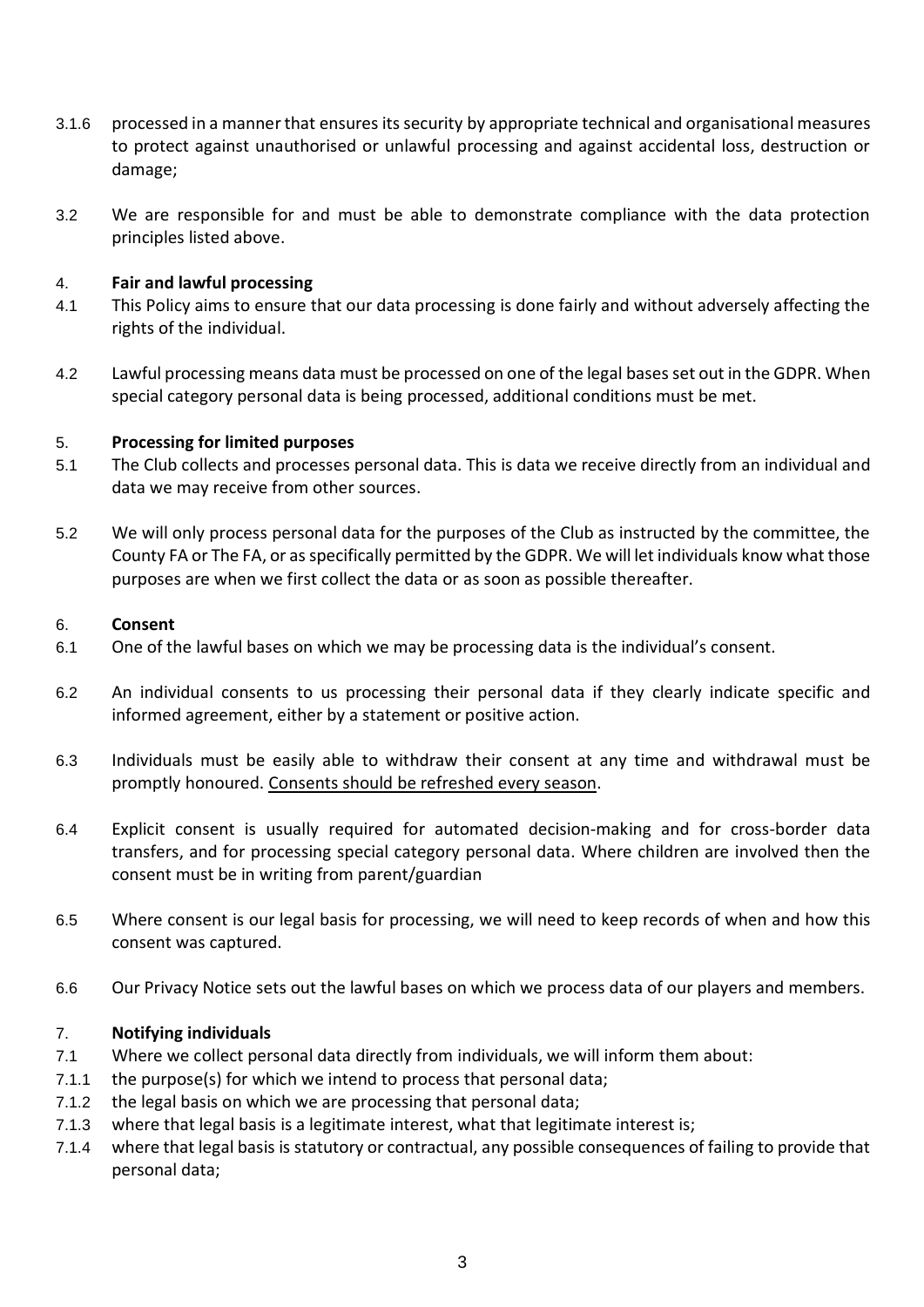3.1.6 processed in a manner that ensures its security by appropriate technical and organisational measures to protect against unauthorised or unlawful processing and against accidental loss, destruction or damage;

3.2 We are responsible for and must be able to demonstrate compliance with the data protection principles listed above.

## 4. **Fair and lawful processing**

4.1 This Policy aims to ensure that our data processing is done fairly and without adversely affecting the rights of the individual.

4.2 Lawful processing means data must be processed on one of the legal bases set out in the GDPR. When special category personal data is being processed, additional conditions must be met.

## 5. **Processing for limited purposes**

5.1 The Club collects and processes personal data. This is data we receive directly from an individual and data we may receive from other sources.

5.2 We will only process personal data for the purposes of the Club as instructed by the committee, the County FA or The FA, or as specifically permitted by the GDPR. We will let individuals know what those purposes are when we first collect the data or as soon as possible thereafter.

## 6. **Consent**

6.1 One of the lawful bases on which we may be processing data is the individual's consent.

6.2 An individual consents to us processing their personal data if they clearly indicate specific and informed agreement, either by a statement or positive action.

6.3 Individuals must be easily able to withdraw their consent at any time and withdrawal must be promptly honoured. <u>Consents should be refreshed every season</u>.

6.4 Explicit consent is usually required for automated decision-making and for cross-border data transfers, and for processing special category personal data. Where children are involved then the consent must be in writing from parent/guardian

6.5 Where consent is our legal basis for processing, we will need to keep records of when and how this consent was captured.

6.6 Our Privacy Notice sets out the lawful bases on which we process data of our players and members.

## 7. **Notifying individuals**

7.1 Where we collect personal data directly from individuals, we will inform them about:

7.1.1 the purpose(s) for which we intend to process that personal data;

7.1.2 the legal basis on which we are processing that personal data;

7.1.3 where that legal basis is a legitimate interest, what that legitimate interest is;

7.1.4 where that legal basis is statutory or contractual, any possible consequences of failing to provide that personal data;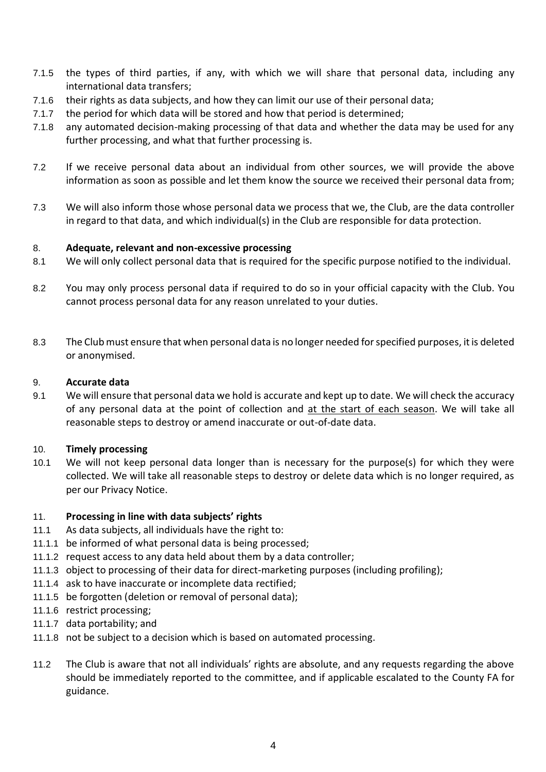7.1.5 the types of third parties, if any, with which we will share that personal data, including any international data transfers;

7.1.6 their rights as data subjects, and how they can limit our use of their personal data;

7.1.7 the period for which data will be stored and how that period is determined;

7.1.8 any automated decision-making processing of that data and whether the data may be used for any further processing, and what that further processing is.

7.2 If we receive personal data about an individual from other sources, we will provide the above information as soon as possible and let them know the source we received their personal data from;

7.3 We will also inform those whose personal data we process that we, the Club, are the data controller in regard to that data, and which individual(s) in the Club are responsible for data protection.

## 8. Adequate, relevant and non-excessive processing

8.1 We will only collect personal data that is required for the specific purpose notified to the individual.

8.2 You may only process personal data if required to do so in your official capacity with the Club. You cannot process personal data for any reason unrelated to your duties.

8.3 The Club must ensure that when personal data is no longer needed for specified purposes, it is deleted or anonymised.

## 9. Accurate data

9.1 We will ensure that personal data we hold is accurate and kept up to date. We will check the accuracy of any personal data at the point of collection and <u>at the start of each season</u>. We will take all reasonable steps to destroy or amend inaccurate or out-of-date data.

## 10. Timely processing

10.1 We will not keep personal data longer than is necessary for the purpose(s) for which they were collected. We will take all reasonable steps to destroy or delete data which is no longer required, as per our Privacy Notice.

## 11. Processing in line with data subjects' rights

11.1 As data subjects, all individuals have the right to:

11.1.1 be informed of what personal data is being processed;

11.1.2 request access to any data held about them by a data controller;

11.1.3 object to processing of their data for direct-marketing purposes (including profiling);

11.1.4 ask to have inaccurate or incomplete data rectified;

11.1.5 be forgotten (deletion or removal of personal data);

11.1.6 restrict processing;

11.1.7 data portability; and

11.1.8 not be subject to a decision which is based on automated processing.

11.2 The Club is aware that not all individuals' rights are absolute, and any requests regarding the above should be immediately reported to the committee, and if applicable escalated to the County FA for guidance.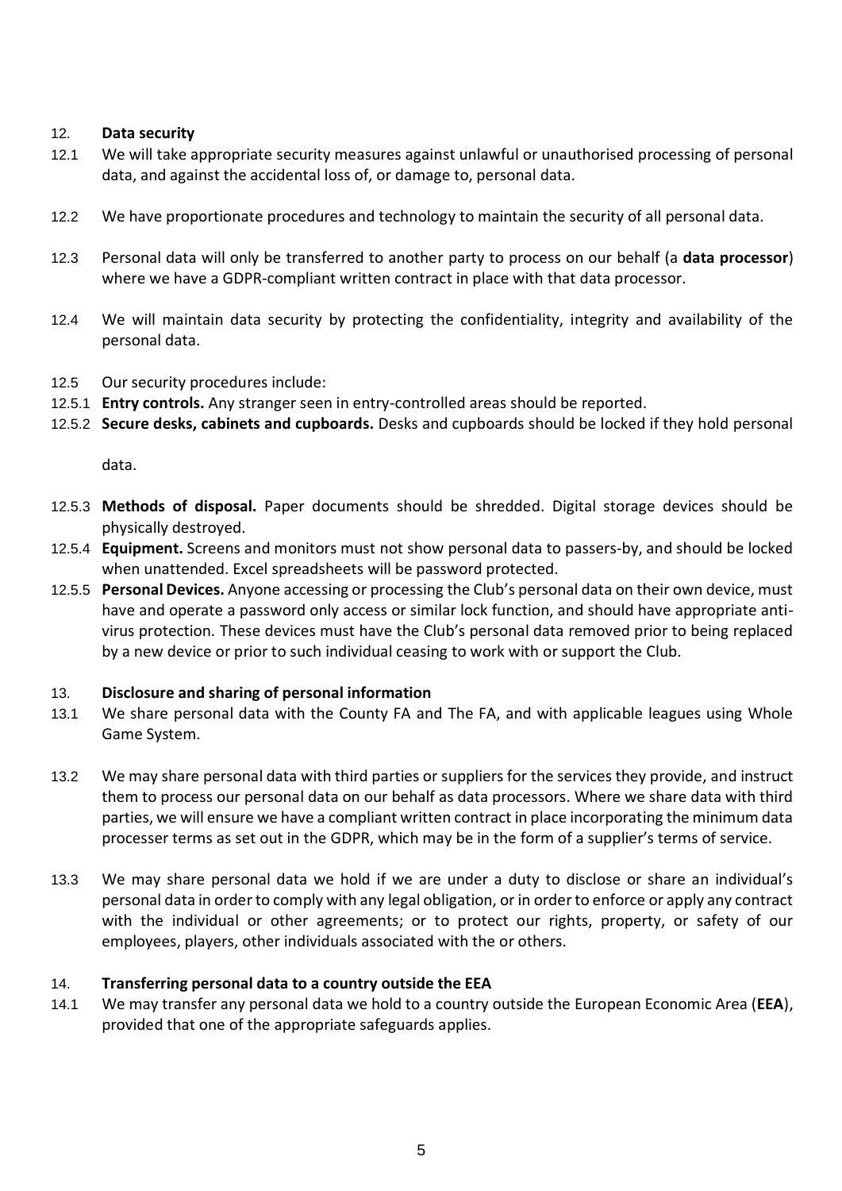## 12. Data security

12.1 We will take appropriate security measures against unlawful or unauthorised processing of personal data, and against the accidental loss of, or damage to, personal data.

12.2 We have proportionate procedures and technology to maintain the security of all personal data.

12.3 Personal data will only be transferred to another party to process on our behalf (a **data processor**) where we have a GDPR-compliant written contract in place with that data processor.

12.4 We will maintain data security by protecting the confidentiality, integrity and availability of the personal data.

12.5 Our security procedures include:

12.5.1 **Entry controls.** Any stranger seen in entry-controlled areas should be reported.

12.5.2 **Secure desks, cabinets and cupboards.** Desks and cupboards should be locked if they hold personal data.

12.5.3 **Methods of disposal.** Paper documents should be shredded. Digital storage devices should be physically destroyed.

12.5.4 **Equipment.** Screens and monitors must not show personal data to passers-by, and should be locked when unattended. Excel spreadsheets will be password protected.

12.5.5 **Personal Devices.** Anyone accessing or processing the Club's personal data on their own device, must have and operate a password only access or similar lock function, and should have appropriate anti-virus protection. These devices must have the Club's personal data removed prior to being replaced by a new device or prior to such individual ceasing to work with or support the Club.

## 13. Disclosure and sharing of personal information

13.1 We share personal data with the County FA and The FA, and with applicable leagues using Whole Game System.

13.2 We may share personal data with third parties or suppliers for the services they provide, and instruct them to process our personal data on our behalf as data processors. Where we share data with third parties, we will ensure we have a compliant written contract in place incorporating the minimum data processer terms as set out in the GDPR, which may be in the form of a supplier's terms of service.

13.3 We may share personal data we hold if we are under a duty to disclose or share an individual's personal data in order to comply with any legal obligation, or in order to enforce or apply any contract with the individual or other agreements; or to protect our rights, property, or safety of our employees, players, other individuals associated with the or others.

## 14. Transferring personal data to a country outside the EEA

14.1 We may transfer any personal data we hold to a country outside the European Economic Area (**EEA**), provided that one of the appropriate safeguards applies.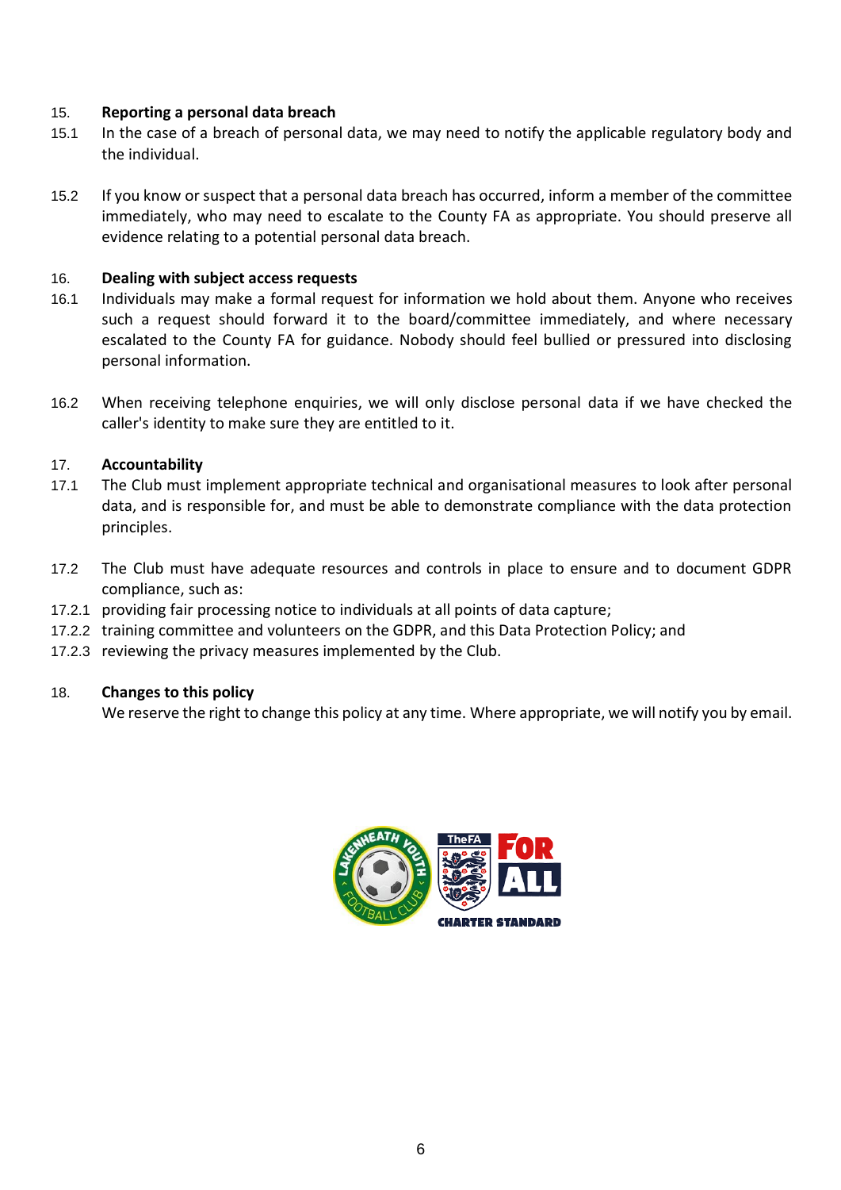## 15. Reporting a personal data breach

15.1 In the case of a breach of personal data, we may need to notify the applicable regulatory body and the individual.

15.2 If you know or suspect that a personal data breach has occurred, inform a member of the committee immediately, who may need to escalate to the County FA as appropriate. You should preserve all evidence relating to a potential personal data breach.

## 16. Dealing with subject access requests

16.1 Individuals may make a formal request for information we hold about them. Anyone who receives such a request should forward it to the board/committee immediately, and where necessary escalated to the County FA for guidance. Nobody should feel bullied or pressured into disclosing personal information.

16.2 When receiving telephone enquiries, we will only disclose personal data if we have checked the caller's identity to make sure they are entitled to it.

## 17. Accountability

17.1 The Club must implement appropriate technical and organisational measures to look after personal data, and is responsible for, and must be able to demonstrate compliance with the data protection principles.

17.2 The Club must have adequate resources and controls in place to ensure and to document GDPR compliance, such as:

17.2.1 providing fair processing notice to individuals at all points of data capture;

17.2.2 training committee and volunteers on the GDPR, and this Data Protection Policy; and

17.2.3 reviewing the privacy measures implemented by the Club.

## 18. Changes to this policy

We reserve the right to change this policy at any time. Where appropriate, we will notify you by email.